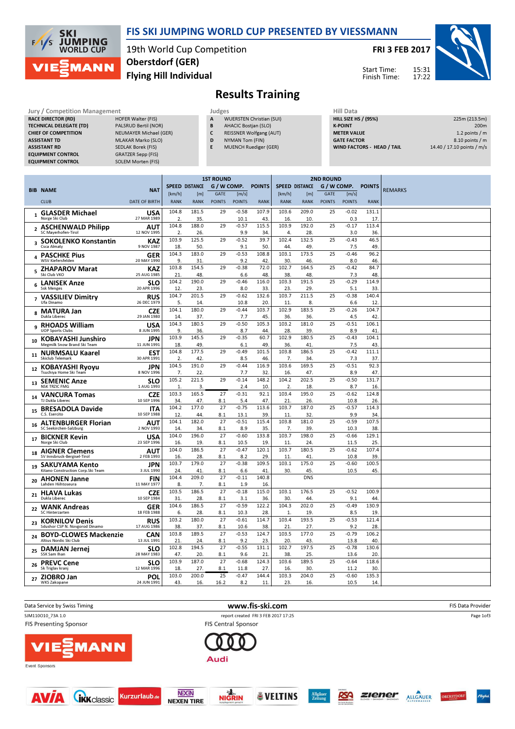# FIS SKI JUMPING WORLD CUP PRESENTED BY VIESSMANN

19th World Cup Competition
Oberstdorf (GER)
**Flying Hill Individual**

**FRI 3 FEB 2017**

Start Time: 15:31
Finish Time: 17:22

## Results Training

| Jury / Competition Management | |
|---|---|
| RACE DIRECTOR (RD) | HOFER Walter (FIS) |
| TECHNICAL DELEGATE (TD) | PALSRUD Bertil (NOR) |
| CHIEF OF COMPETITION | NEUMAYER Michael (GER) |
| ASSISTANT TD | MLAKAR Marko (SLO) |
| ASSISTANT RD | SEDLAK Borek (FIS) |
| EQUIPMENT CONTROL | GRATZER Sepp (FIS) |
| EQUIPMENT CONTROL | SOLEM Morten (FIS) |

| Judges | |
|---|---|
| A | WUERSTEN Christian (SUI) |
| B | AHACIC Bostjan (SLO) |
| C | REISSNER Wolfgang (AUT) |
| D | NYMAN Tom (FIN) |
| E | MUENCH Ruediger (GER) |

| Hill Data | |
|---|---|
| HILL SIZE HS / (95%) | 225m (213.5m) |
| K-POINT | 200m |
| METER VALUE | 1.2 points / m |
| GATE FACTOR | 8.10 points / m |
| WIND FACTORS - HEAD / TAIL | 14.40 / 17.10 points / m/s |

| BIB | NAME / CLUB | NAT / DATE OF BIRTH | 1st Round SPEED [km/h] / RANK | DISTANCE [m] / RANK | GATE / POINTS | [m/s] / POINTS | POINTS / RANK | 2nd Round SPEED [km/h] / RANK | DISTANCE [m] / RANK | GATE / POINTS | [m/s] / POINTS | POINTS / RANK | REMARKS |
|---|---|---|---|---|---|---|---|---|---|---|---|---|---|
| 1 | **GLASDER Michael** Norge Ski Club | USA 27 MAR 1989 | 104.8 / 2. | 181.5 / 35. | 29 | -0.58 / 10.1 | 107.9 / 43. | 103.6 / 16. | 209.0 / 10. | 25 | -0.02 / 0.3 | 131.1 / 17. | |
| 2 | **ASCHENWALD Philipp** SC Mayerhofen-Tirol | AUT 12 NOV 1995 | 104.8 / 2. | 188.0 / 26. | 29 | -0.57 / 9.9 | 115.5 / 34. | 103.9 / 4. | 192.0 / 28. | 25 | -0.17 / 3.0 | 113.4 / 36. | |
| 3 | **SOKOLENKO Konstantin** Csca Almaty | KAZ 9 NOV 1987 | 103.9 / 18. | 125.5 / 50. | 29 | -0.52 / 9.1 | 39.7 / 50. | 102.4 / 44. | 132.5 / 49. | 25 | -0.43 / 7.5 | 46.5 / 49. | |
| 4 | **PASCHKE Pius** WSV Kiefersfelden | GER 20 MAY 1990 | 104.3 / 9. | 183.0 / 31. | 29 | -0.53 / 9.2 | 108.8 / 42. | 103.1 / 30. | 173.5 / 46. | 25 | -0.46 / 8.0 | 96.2 / 46. | |
| 5 | **ZHAPAROV Marat** Ski Club VKO | KAZ 25 AUG 1985 | 103.8 / 21. | 154.5 / 48. | 29 | -0.38 / 6.6 | 72.0 / 48. | 102.7 / 38. | 164.5 / 48. | 25 | -0.42 / 7.3 | 84.7 / 48. | |
| 6 | **LANISEK Anze** Ssk Menges | SLO 20 APR 1996 | 104.2 / 12. | 190.0 / 23. | 29 | -0.46 / 8.0 | 116.0 / 33. | 103.3 / 23. | 191.5 / 29. | 25 | -0.29 / 5.1 | 114.9 / 33. | |
| 7 | **VASSILIEV Dimitry** Ufa Dinamo | RUS 26 DEC 1979 | 104.7 / 5. | 201.5 / 14. | 29 | -0.62 / 10.8 | 132.6 / 20. | 103.7 / 11. | 211.5 / 8. | 25 | -0.38 / 6.6 | 140.4 / 12. | |
| 8 | **MATURA Jan** Dukla Liberec | CZE 29 JAN 1980 | 104.1 / 14. | 180.0 / 37. | 29 | -0.44 / 7.7 | 103.7 / 45. | 102.9 / 36. | 183.5 / 36. | 25 | -0.26 / 4.5 | 104.7 / 42. | |
| 9 | **RHOADS William** UOP Sports Clubs | USA 8 JUN 1995 | 104.3 / 9. | 180.5 / 36. | 29 | -0.50 / 8.7 | 105.3 / 44. | 103.2 / 28. | 181.0 / 39. | 25 | -0.51 / 8.9 | 106.1 / 41. | |
| 10 | **KOBAYASHI Junshiro** Megmilk Snow Brand Ski Team | JPN 11 JUN 1991 | 103.9 / 18. | 145.5 / 49. | 29 | -0.35 / 6.1 | 60.7 / 49. | 102.9 / 36. | 180.5 / 41. | 25 | -0.43 / 7.5 | 104.1 / 43. | |
| 11 | **NURMSALU Kaarel** Skiclub Telemark | EST 30 APR 1991 | 104.8 / 2. | 177.5 / 42. | 29 | -0.49 / 8.5 | 101.5 / 46. | 103.8 / 7. | 186.5 / 34. | 25 | -0.42 / 7.3 | 111.1 / 37. | |
| 12 | **KOBAYASHI Ryoyu** Tsuchiya Home Ski Team | JPN 8 NOV 1996 | 104.5 / 7. | 191.0 / 22. | 29 | -0.44 / 7.7 | 116.9 / 32. | 103.6 / 16. | 169.5 / 47. | 25 | -0.51 / 8.9 | 92.3 / 47. | |
| 13 | **SEMENIC Anze** NSK TRZIC FMG | SLO 1 AUG 1993 | 105.2 / 1. | 221.5 / 3. | 29 | -0.14 / 2.4 | 148.2 / 10. | 104.2 / 2. | 202.5 / 18. | 25 | -0.50 / 8.7 | 131.7 / 16. | |
| 14 | **VANCURA Tomas** TJ Dukla Liberec | CZE 10 SEP 1996 | 103.3 / 34. | 165.5 / 47. | 27 / 8.1 | -0.31 / 5.4 | 92.1 / 47. | 103.4 / 21. | 195.0 / 26. | 25 | -0.62 / 10.8 | 124.8 / 26. | |
| 15 | **BRESADOLA Davide** C.S. Esercito | ITA 10 SEP 1988 | 104.2 / 12. | 177.0 / 44. | 27 / 8.1 | -0.75 / 13.1 | 113.6 / 39. | 103.7 / 11. | 187.0 / 32. | 25 | -0.57 / 9.9 | 114.3 / 34. | |
| 16 | **ALTENBURGER Florian** SC Seekirchen-Salzburg | AUT 2 NOV 1993 | 104.1 / 14. | 182.0 / 34. | 27 / 8.1 | -0.51 / 8.9 | 115.4 / 35. | 103.8 / 7. | 181.0 / 39. | 25 | -0.59 / 10.3 | 107.5 / 38. | |
| 17 | **BICKNER Kevin** Norge Ski Club | USA 23 SEP 1996 | 104.0 / 16. | 196.0 / 19. | 27 / 8.1 | -0.60 / 10.5 | 133.8 / 19. | 103.7 / 11. | 198.0 / 24. | 25 | -0.66 / 11.5 | 129.1 / 25. | |
| 18 | **AIGNER Clemens** SV Innsbruck-Bergisel-Tirol | AUT 2 FEB 1993 | 104.0 / 16. | 186.5 / 28. | 27 / 8.1 | -0.47 / 8.2 | 120.1 / 29. | 103.7 / 11. | 180.5 / 41. | 25 | -0.62 / 10.8 | 107.4 / 39. | |
| 19 | **SAKUYAMA Kento** Kitano Construction Corp.Ski Team | JPN 3 JUL 1990 | 103.7 / 24. | 179.0 / 41. | 27 / 8.1 | -0.38 / 6.6 | 109.5 / 41. | 103.1 / 30. | 175.0 / 45. | 25 | -0.60 / 10.5 | 100.5 / 45. | |
| 20 | **AHONEN Janne** Lahden Hiihtoseura | FIN 11 MAY 1977 | 104.4 / 8. | 209.0 / 7. | 27 / 8.1 | -0.11 / 1.9 | 140.8 / 16. | | DNS | | | | |
| 21 | **HLAVA Lukas** Dukla Liberec | CZE 10 SEP 1984 | 103.5 / 31. | 186.5 / 28. | 27 / 8.1 | -0.18 / 3.1 | 115.0 / 36. | 103.1 / 30. | 176.5 / 44. | 25 | -0.52 / 9.1 | 100.9 / 44. | |
| 22 | **WANK Andreas** SC Hinterzarten | GER 18 FEB 1988 | 104.6 / 6. | 186.5 / 28. | 27 / 8.1 | -0.59 / 10.3 | 122.2 / 28. | 104.3 / 1. | 202.0 / 19. | 25 | -0.49 / 8.5 | 130.9 / 19. | |
| 23 | **KORNILOV Denis** Sdushor CSP N. Novgorod Dinamo | RUS 17 AUG 1986 | 103.2 / 38. | 180.0 / 37. | 27 / 8.1 | -0.61 / 10.6 | 114.7 / 38. | 103.4 / 21. | 193.5 / 27. | 25 | -0.53 / 9.2 | 121.4 / 28. | |
| 24 | **BOYD-CLOWES Mackenzie** Altius Nordic Ski Club | CAN 13 JUL 1991 | 103.8 / 21. | 189.5 / 24. | 27 / 8.1 | -0.53 / 9.2 | 124.7 / 23. | 103.5 / 20. | 177.0 / 43. | 25 | -0.79 / 13.8 | 106.2 / 40. | |
| 25 | **DAMJAN Jernej** SSK Sam Ihan | SLO 28 MAY 1983 | 102.8 / 47. | 194.5 / 20. | 27 / 8.1 | -0.55 / 9.6 | 131.1 / 21. | 102.7 / 38. | 197.5 / 25. | 25 | -0.78 / 13.6 | 130.6 / 20. | |
| 26 | **PREVC Cene** Sk Triglav kranj | SLO 12 MAR 1996 | 103.9 / 18. | 187.0 / 27. | 27 / 8.1 | -0.68 / 11.8 | 124.3 / 27. | 103.6 / 16. | 189.5 / 30. | 25 | -0.64 / 11.2 | 118.6 / 30. | |
| 27 | **ZIOBRO Jan** WKS Zakopane | POL 24 JUN 1991 | 103.0 / 43. | 200.0 / 16. | 25 / 16.2 | -0.47 / 8.2 | 144.4 / 11. | 103.3 / 23. | 204.0 / 16. | 25 | -0.60 / 10.5 | 135.3 / 14. | |

Data Service by Swiss Timing — www.fis-ski.com — FIS Data Provider

SJM110O10_73A 1.0 — report created FRI 3 FEB 2017 17:25

FIS Presenting Sponsor — FIS Central Sponsor

Event Sponsors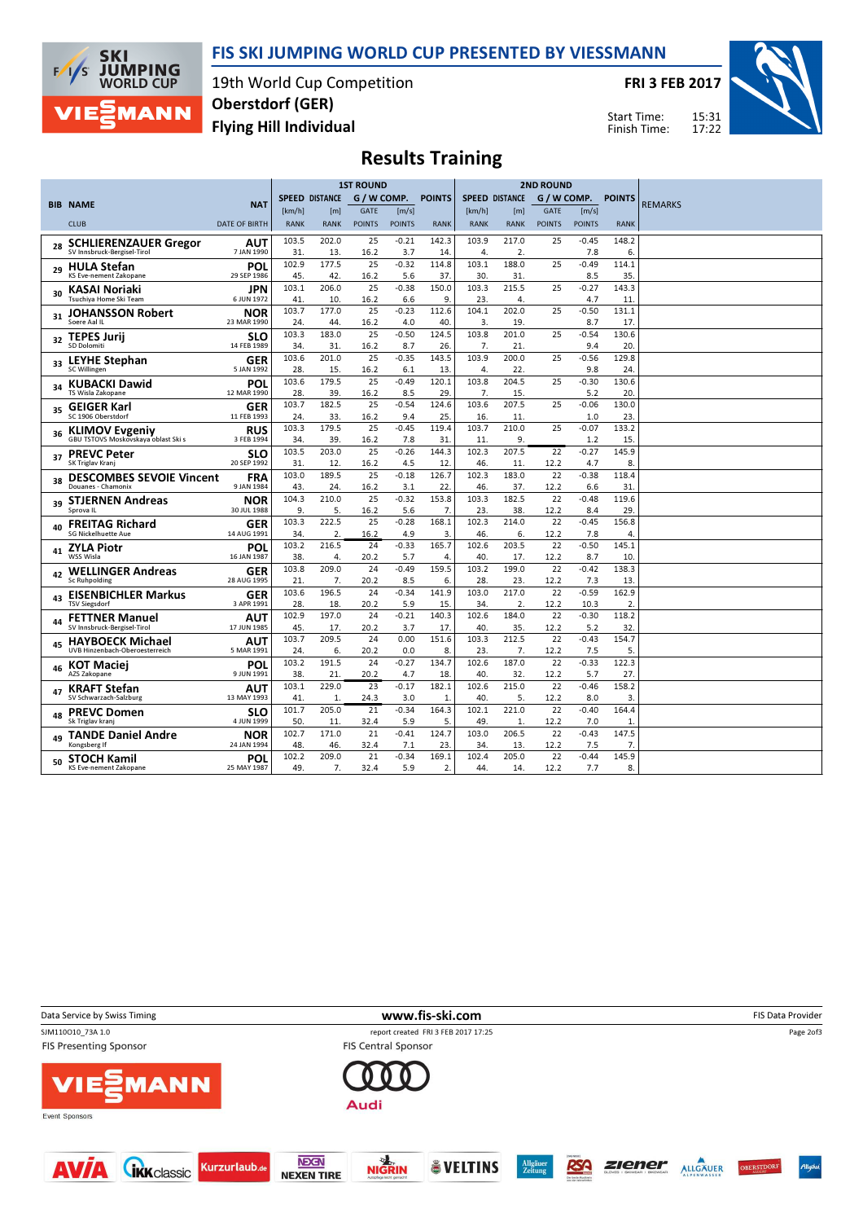# FIS SKI JUMPING WORLD CUP PRESENTED BY VIESSMANN

19th World Cup Competition
Oberstdorf (GER)
Flying Hill Individual

FRI 3 FEB 2017

Start Time: 15:31
Finish Time: 17:22

## Results Training

| BIB | NAME / CLUB | NAT / DATE OF BIRTH | 1ST ROUND SPEED [km/h] / RANK | DISTANCE [m] / RANK | GATE / POINTS | [m/s] / POINTS | POINTS / RANK | 2ND ROUND SPEED [km/h] / RANK | DISTANCE [m] / RANK | GATE / POINTS | [m/s] / POINTS | POINTS / RANK | REMARKS |
|---|---|---|---|---|---|---|---|---|---|---|---|---|---|
| 28 | SCHLIERENZAUER Gregor / SV Innsbruck-Bergisel-Tirol | AUT / 7 JAN 1990 | 103.5 / 31. | 202.0 / 13. | 25 / 16.2 | -0.21 / 3.7 | 142.3 / 14. | 103.9 / 4. | 217.0 / 2. | 25 | -0.45 / 7.8 | 148.2 / 6. | |
| 29 | HULA Stefan / KS Eve-nement Zakopane | POL / 29 SEP 1986 | 102.9 / 45. | 177.5 / 42. | 25 / 16.2 | -0.32 / 5.6 | 114.8 / 37. | 103.1 / 30. | 188.0 / 31. | 25 | -0.49 / 8.5 | 114.1 / 35. | |
| 30 | KASAI Noriaki / Tsuchiya Home Ski Team | JPN / 6 JUN 1972 | 103.1 / 41. | 206.0 / 10. | 25 / 16.2 | -0.38 / 6.6 | 150.0 / 9. | 103.3 / 23. | 215.5 / 4. | 25 | -0.27 / 4.7 | 143.3 / 11. | |
| 31 | JOHANSSON Robert / Soere Aal IL | NOR / 23 MAR 1990 | 103.7 / 24. | 177.0 / 44. | 25 / 16.2 | -0.23 / 4.0 | 112.6 / 40. | 104.1 / 3. | 202.0 / 19. | 25 | -0.50 / 8.7 | 131.1 / 17. | |
| 32 | TEPES Jurij / SD Dolomiti | SLO / 14 FEB 1989 | 103.3 / 34. | 183.0 / 31. | 25 / 16.2 | -0.50 / 8.7 | 124.5 / 26. | 103.8 / 7. | 201.0 / 21. | 25 | -0.54 / 9.4 | 130.6 / 20. | |
| 33 | LEYHE Stephan / SC Willingen | GER / 5 JAN 1992 | 103.6 / 28. | 201.0 / 15. | 25 / 16.2 | -0.35 / 6.1 | 143.5 / 13. | 103.9 / 4. | 200.0 / 22. | 25 | -0.56 / 9.8 | 129.8 / 24. | |
| 34 | KUBACKI Dawid / TS Wisla Zakopane | POL / 12 MAR 1990 | 103.6 / 28. | 179.5 / 39. | 25 / 16.2 | -0.49 / 8.5 | 120.1 / 29. | 103.8 / 7. | 204.5 / 15. | 25 | -0.30 / 5.2 | 130.6 / 20. | |
| 35 | GEIGER Karl / SC 1906 Oberstdorf | GER / 11 FEB 1993 | 103.7 / 24. | 182.5 / 33. | 25 / 16.2 | -0.54 / 9.4 | 124.6 / 25. | 103.6 / 16. | 207.5 / 11. | 25 | -0.06 / 1.0 | 130.0 / 23. | |
| 36 | KLIMOV Evgeniy / GBU TSTOVS Moskovskaya oblast Ski s | RUS / 3 FEB 1994 | 103.3 / 34. | 179.5 / 39. | 25 / 16.2 | -0.45 / 7.8 | 119.4 / 31. | 103.7 / 11. | 210.0 / 9. | 25 | -0.07 / 1.2 | 133.2 / 15. | |
| 37 | PREVC Peter / SK Triglav Kranj | SLO / 20 SEP 1992 | 103.5 / 31. | 203.0 / 12. | 25 / 16.2 | -0.26 / 4.5 | 144.3 / 12. | 102.3 / 46. | 207.5 / 11. | 22 / 12.2 | -0.27 / 4.7 | 145.9 / 8. | |
| 38 | DESCOMBES SEVOIE Vincent / Douanes - Chamonix | FRA / 9 JAN 1984 | 103.0 / 43. | 189.5 / 24. | 25 / 16.2 | -0.18 / 3.1 | 126.7 / 22. | 102.3 / 46. | 183.0 / 37. | 22 / 12.2 | -0.38 / 6.6 | 118.4 / 31. | |
| 39 | STJERNEN Andreas / Sprova IL | NOR / 30 JUL 1988 | 104.3 / 9. | 210.0 / 5. | 25 / 16.2 | -0.32 / 5.6 | 153.8 / 7. | 103.3 / 23. | 182.5 / 38. | 22 / 12.2 | -0.48 / 8.4 | 119.6 / 29. | |
| 40 | FREITAG Richard / SG Nickelhuette Aue | GER / 14 AUG 1991 | 103.3 / 34. | 222.5 / 2. | 25 / 16.2 | -0.28 / 4.9 | 168.1 / 3. | 102.3 / 46. | 214.0 / 6. | 22 / 12.2 | -0.45 / 7.8 | 156.8 / 4. | |
| 41 | ZYLA Piotr / WSS Wisla | POL / 16 JAN 1987 | 103.2 / 38. | 216.5 / 4. | 24 / 20.2 | -0.33 / 5.7 | 165.7 / 4. | 102.6 / 40. | 203.5 / 17. | 22 / 12.2 | -0.50 / 8.7 | 145.1 / 10. | |
| 42 | WELLINGER Andreas / Sc Ruhpolding | GER / 28 AUG 1995 | 103.8 / 21. | 209.0 / 7. | 24 / 20.2 | -0.49 / 8.5 | 159.5 / 6. | 103.2 / 28. | 199.0 / 23. | 22 / 12.2 | -0.42 / 7.3 | 138.3 / 13. | |
| 43 | EISENBICHLER Markus / TSV Siegsdorf | GER / 3 APR 1991 | 103.6 / 28. | 196.5 / 18. | 24 / 20.2 | -0.34 / 5.9 | 141.9 / 15. | 103.0 / 34. | 217.0 / 2. | 22 / 12.2 | -0.59 / 10.3 | 162.9 / 2. | |
| 44 | FETTNER Manuel / SV Innsbruck-Bergisel-Tirol | AUT / 17 JUN 1985 | 102.9 / 45. | 197.0 / 17. | 24 / 20.2 | -0.21 / 3.7 | 140.3 / 17. | 102.6 / 40. | 184.0 / 35. | 22 / 12.2 | -0.30 / 5.2 | 118.2 / 32. | |
| 45 | HAYBOECK Michael / UVB Hinzenbach-Oberoesterreich | AUT / 5 MAR 1991 | 103.7 / 24. | 209.5 / 6. | 24 / 20.2 | 0.00 / 0.0 | 151.6 / 8. | 103.3 / 23. | 212.5 / 7. | 22 / 12.2 | -0.43 / 7.5 | 154.7 / 5. | |
| 46 | KOT Maciej / AZS Zakopane | POL / 9 JUN 1991 | 103.2 / 38. | 191.5 / 21. | 24 / 20.2 | -0.27 / 4.7 | 134.7 / 18. | 102.6 / 40. | 187.0 / 32. | 22 / 12.2 | -0.33 / 5.7 | 122.3 / 27. | |
| 47 | KRAFT Stefan / SV Schwarzach-Salzburg | AUT / 13 MAY 1993 | 103.1 / 41. | 229.0 / 1. | 23 / 24.3 | -0.17 / 3.0 | 182.1 / 1. | 102.6 / 40. | 215.0 / 5. | 22 / 12.2 | -0.46 / 8.0 | 158.2 / 3. | |
| 48 | PREVC Domen / Sk Triglav kranj | SLO / 4 JUN 1999 | 101.7 / 50. | 205.0 / 11. | 21 / 32.4 | -0.34 / 5.9 | 164.3 / 5. | 102.1 / 49. | 221.0 / 1. | 22 / 12.2 | -0.40 / 7.0 | 164.4 / 1. | |
| 49 | TANDE Daniel Andre / Kongsberg If | NOR / 24 JAN 1994 | 102.7 / 48. | 171.0 / 46. | 21 / 32.4 | -0.41 / 7.1 | 124.7 / 23. | 103.0 / 34. | 206.5 / 13. | 22 / 12.2 | -0.43 / 7.5 | 147.5 / 7. | |
| 50 | STOCH Kamil / KS Eve-nement Zakopane | POL / 25 MAY 1987 | 102.2 / 49. | 209.0 / 7. | 21 / 32.4 | -0.34 / 5.9 | 169.1 / 2. | 102.4 / 44. | 205.0 / 14. | 22 / 12.2 | -0.44 / 7.7 | 145.9 / 8. | |

Data Service by Swiss Timing — www.fis-ski.com — FIS Data Provider

SJM110O10_73A 1.0 — report created FRI 3 FEB 2017 17:25

FIS Presenting Sponsor: VIESSMANN — FIS Central Sponsor: Audi

Event Sponsors: AVIA, IKK classic, Kurzurlaub.de, NEXEN TIRE, NIGRIN, VELTINS, Allgäuer Zeitung, RSA, ziener, ALLGÄUER ALPENWASSER, OBERSTDORF, Allgäu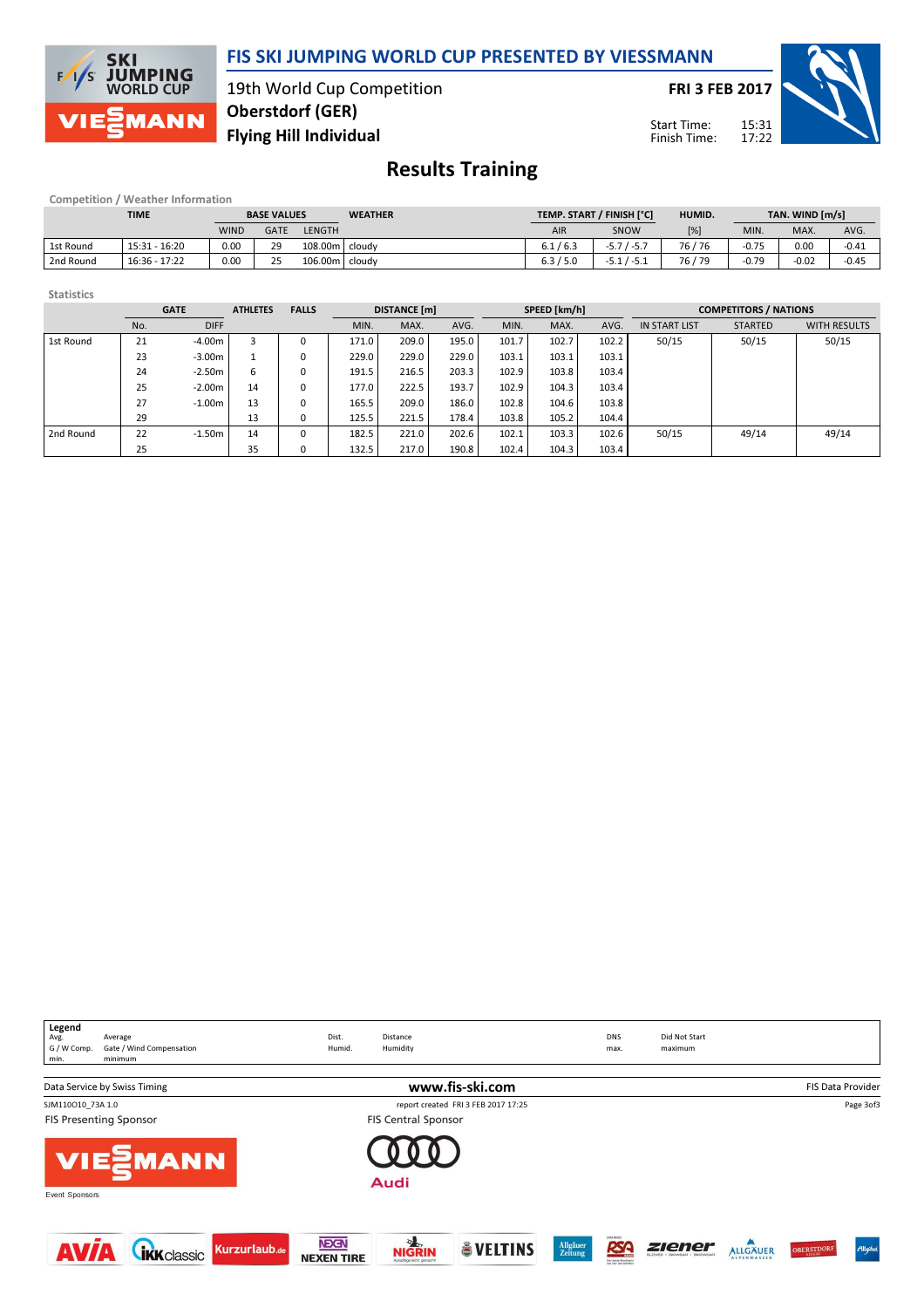# FIS SKI JUMPING WORLD CUP PRESENTED BY VIESSMANN

19th World Cup Competition
**Oberstdorf (GER)**
**Flying Hill Individual**

**FRI 3 FEB 2017**

Start Time: 15:31
Finish Time: 17:22

## Results Training

Competition / Weather Information

| | TIME | BASE VALUES | | | WEATHER | TEMP. START / FINISH [°C] | | HUMID. | TAN. WIND [m/s] | | |
|---|---|---|---|---|---|---|---|---|---|---|---|
| | | WIND | GATE | LENGTH | | AIR | SNOW | [%] | MIN. | MAX. | AVG. |
| 1st Round | 15:31 - 16:20 | 0.00 | 29 | 108.00m | cloudy | 6.1 / 6.3 | -5.7 / -5.7 | 76 / 76 | -0.75 | 0.00 | -0.41 |
| 2nd Round | 16:36 - 17:22 | 0.00 | 25 | 106.00m | cloudy | 6.3 / 5.0 | -5.1 / -5.1 | 76 / 79 | -0.79 | -0.02 | -0.45 |

Statistics

| | GATE | | ATHLETES | FALLS | DISTANCE [m] | | | SPEED [km/h] | | | COMPETITORS / NATIONS | | |
|---|---|---|---|---|---|---|---|---|---|---|---|---|---|
| | No. | DIFF | | | MIN. | MAX. | AVG. | MIN. | MAX. | AVG. | IN START LIST | STARTED | WITH RESULTS |
| 1st Round | 21 | -4.00m | 3 | 0 | 171.0 | 209.0 | 195.0 | 101.7 | 102.7 | 102.2 | 50/15 | 50/15 | 50/15 |
| | 23 | -3.00m | 1 | 0 | 229.0 | 229.0 | 229.0 | 103.1 | 103.1 | 103.1 | | | |
| | 24 | -2.50m | 6 | 0 | 191.5 | 216.5 | 203.3 | 102.9 | 103.8 | 103.4 | | | |
| | 25 | -2.00m | 14 | 0 | 177.0 | 222.5 | 193.7 | 102.9 | 104.3 | 103.4 | | | |
| | 27 | -1.00m | 13 | 0 | 165.5 | 209.0 | 186.0 | 102.8 | 104.6 | 103.8 | | | |
| | 29 | | 13 | 0 | 125.5 | 221.5 | 178.4 | 103.8 | 105.2 | 104.4 | | | |
| 2nd Round | 22 | -1.50m | 14 | 0 | 182.5 | 221.0 | 202.6 | 102.1 | 103.3 | 102.6 | 50/15 | 49/14 | 49/14 |
| | 25 | | 35 | 0 | 132.5 | 217.0 | 190.8 | 102.4 | 104.3 | 103.4 | | | |

**Legend**

| | | | | | |
|---|---|---|---|---|---|
| Avg. | Average | Dist. | Distance | DNS | Did Not Start |
| G / W Comp. | Gate / Wind Compensation | Humid. | Humidity | max. | maximum |
| min. | minimum | | | | |

Data Service by Swiss Timing — www.fis-ski.com — FIS Data Provider

SJM110O10_73A 1.0 — report created FRI 3 FEB 2017 17:25

FIS Presenting Sponsor — FIS Central Sponsor

Event Sponsors